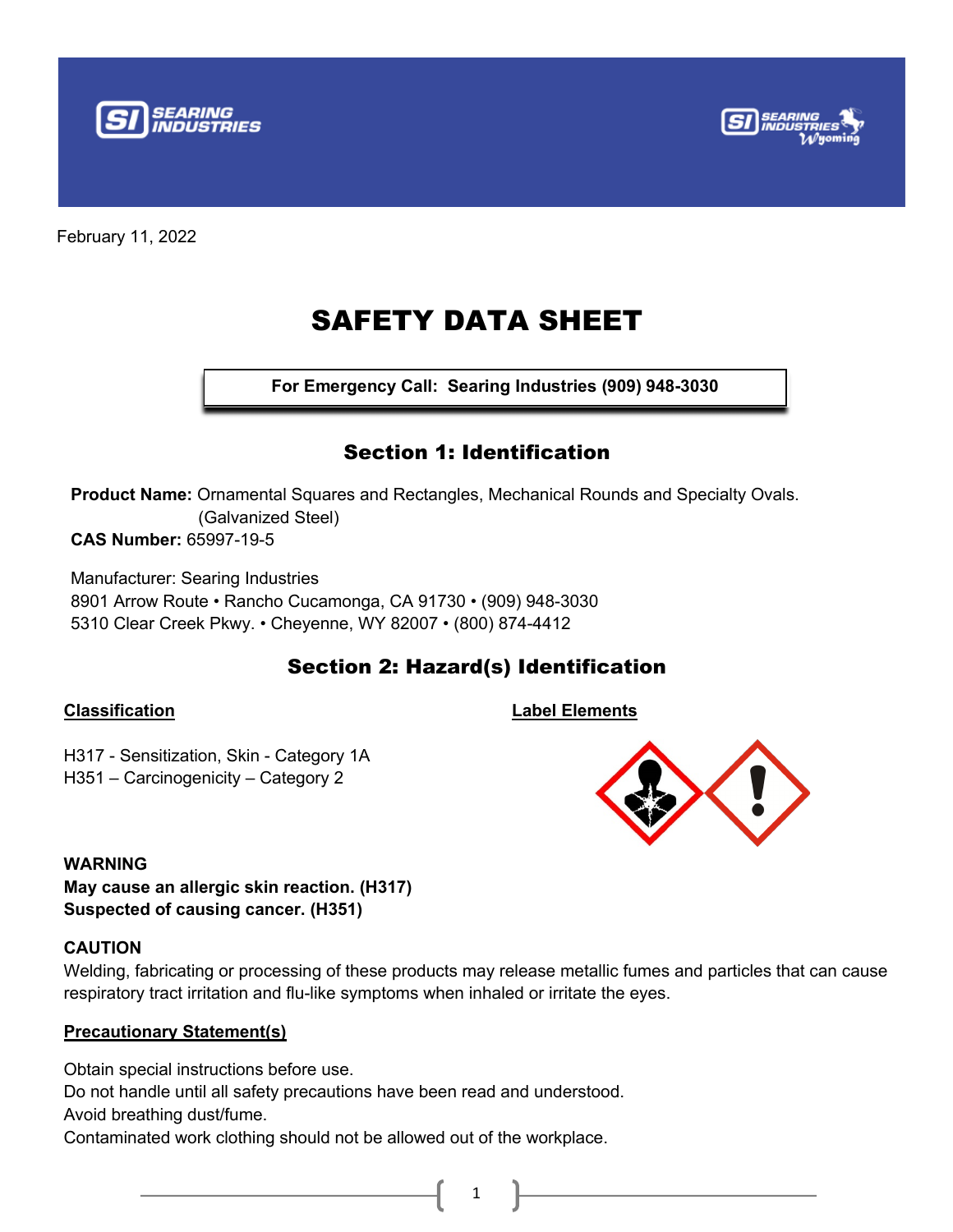February 11, 2022

# SAFETY DATA SHEET

**For Emergency Call: Searing Industries (909) 948-3030**

## Section 1: Identification

**Product Name:** Ornamental Squares and Rectangles, Mechanical Rounds and Specialty Ovals. (Galvanized Steel)

**CAS Number:** 65997-19-5

Manufacturer: Searing Industries
8901 Arrow Route • Rancho Cucamonga, CA 91730 • (909) 948-3030
5310 Clear Creek Pkwy. • Cheyenne, WY 82007 • (800) 874-4412

## Section 2: Hazard(s) Identification

**Classification**

H317 - Sensitization, Skin - Category 1A
H351 – Carcinogenicity – Category 2

**Label Elements**

**WARNING**
**May cause an allergic skin reaction. (H317)**
**Suspected of causing cancer. (H351)**

**CAUTION**
Welding, fabricating or processing of these products may release metallic fumes and particles that can cause respiratory tract irritation and flu-like symptoms when inhaled or irritate the eyes.

**Precautionary Statement(s)**

Obtain special instructions before use.
Do not handle until all safety precautions have been read and understood.
Avoid breathing dust/fume.
Contaminated work clothing should not be allowed out of the workplace.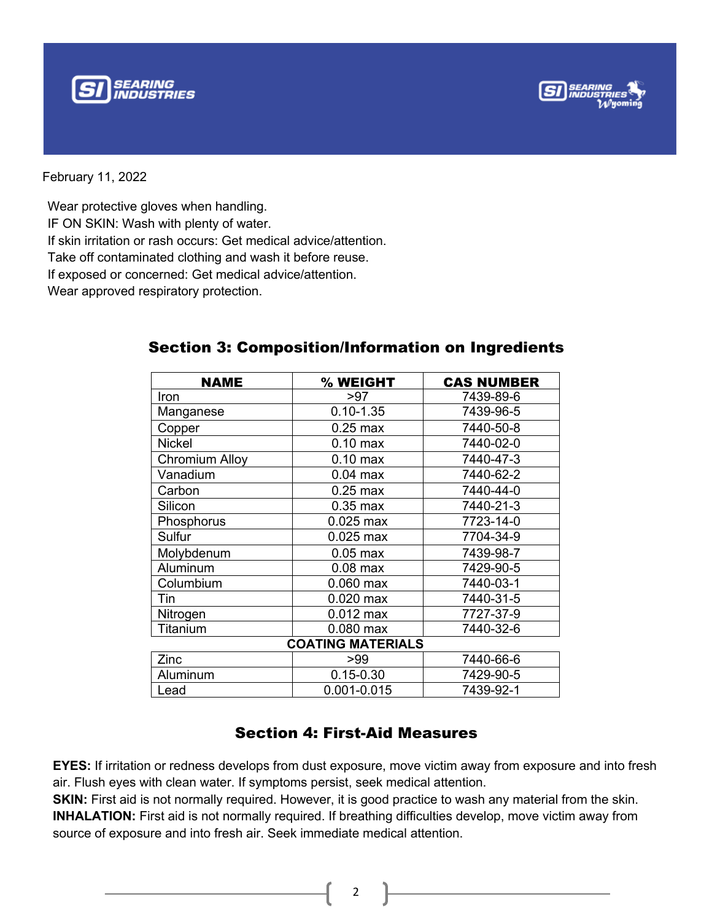February 11, 2022

Wear protective gloves when handling.
IF ON SKIN: Wash with plenty of water.
If skin irritation or rash occurs: Get medical advice/attention.
Take off contaminated clothing and wash it before reuse.
If exposed or concerned: Get medical advice/attention.
Wear approved respiratory protection.

## Section 3: Composition/Information on Ingredients

| NAME | % WEIGHT | CAS NUMBER |
|---|---|---|
| Iron | >97 | 7439-89-6 |
| Manganese | 0.10-1.35 | 7439-96-5 |
| Copper | 0.25 max | 7440-50-8 |
| Nickel | 0.10 max | 7440-02-0 |
| Chromium Alloy | 0.10 max | 7440-47-3 |
| Vanadium | 0.04 max | 7440-62-2 |
| Carbon | 0.25 max | 7440-44-0 |
| Silicon | 0.35 max | 7440-21-3 |
| Phosphorus | 0.025 max | 7723-14-0 |
| Sulfur | 0.025 max | 7704-34-9 |
| Molybdenum | 0.05 max | 7439-98-7 |
| Aluminum | 0.08 max | 7429-90-5 |
| Columbium | 0.060 max | 7440-03-1 |
| Tin | 0.020 max | 7440-31-5 |
| Nitrogen | 0.012 max | 7727-37-9 |
| Titanium | 0.080 max | 7440-32-6 |
| **COATING MATERIALS** | | |
| Zinc | >99 | 7440-66-6 |
| Aluminum | 0.15-0.30 | 7429-90-5 |
| Lead | 0.001-0.015 | 7439-92-1 |

## Section 4: First-Aid Measures

**EYES:** If irritation or redness develops from dust exposure, move victim away from exposure and into fresh air. Flush eyes with clean water. If symptoms persist, seek medical attention.
**SKIN:** First aid is not normally required. However, it is good practice to wash any material from the skin.
**INHALATION:** First aid is not normally required. If breathing difficulties develop, move victim away from source of exposure and into fresh air. Seek immediate medical attention.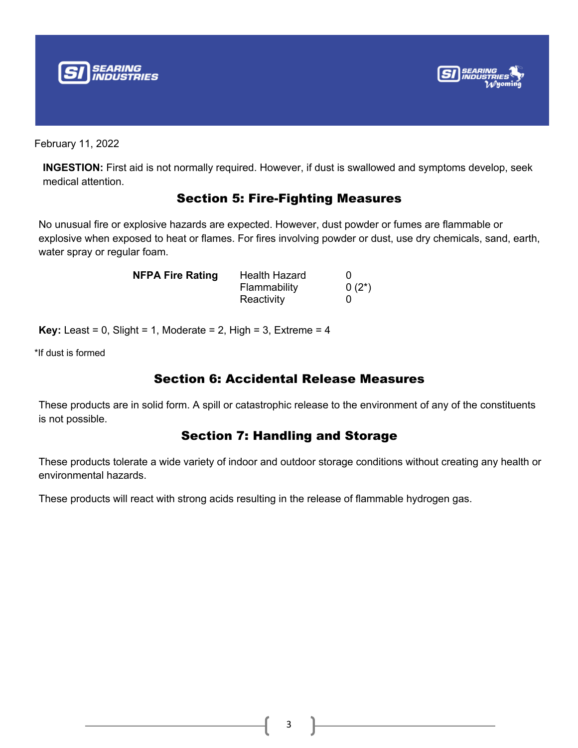February 11, 2022

**INGESTION:** First aid is not normally required. However, if dust is swallowed and symptoms develop, seek medical attention.

## Section 5: Fire-Fighting Measures

No unusual fire or explosive hazards are expected. However, dust powder or fumes are flammable or explosive when exposed to heat or flames. For fires involving powder or dust, use dry chemicals, sand, earth, water spray or regular foam.

| **NFPA Fire Rating** | | |
|---|---|---|
| | Health Hazard | 0 |
| | Flammability | 0 (2*) |
| | Reactivity | 0 |

**Key:** Least = 0, Slight = 1, Moderate = 2, High = 3, Extreme = 4

*If dust is formed

## Section 6: Accidental Release Measures

These products are in solid form. A spill or catastrophic release to the environment of any of the constituents is not possible.

## Section 7: Handling and Storage

These products tolerate a wide variety of indoor and outdoor storage conditions without creating any health or environmental hazards.

These products will react with strong acids resulting in the release of flammable hydrogen gas.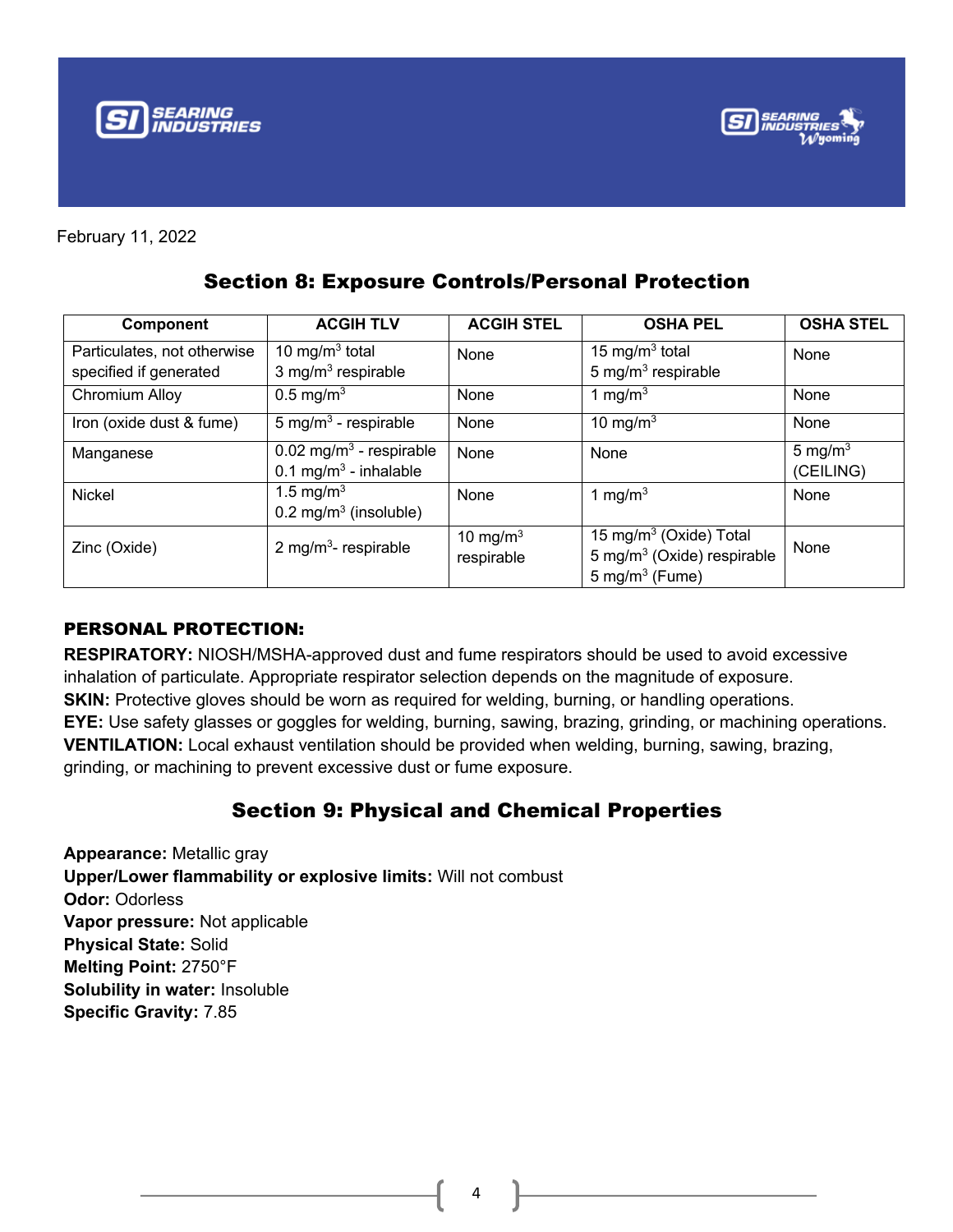February 11, 2022

## Section 8: Exposure Controls/Personal Protection

| Component | ACGIH TLV | ACGIH STEL | OSHA PEL | OSHA STEL |
|---|---|---|---|---|
| Particulates, not otherwise specified if generated | 10 mg/m$^3$ total<br>3 mg/m$^3$ respirable | None | 15 mg/m$^3$ total<br>5 mg/m$^3$ respirable | None |
| Chromium Alloy | 0.5 mg/m$^3$ | None | 1 mg/m$^3$ | None |
| Iron (oxide dust & fume) | 5 mg/m$^3$ - respirable | None | 10 mg/m$^3$ | None |
| Manganese | 0.02 mg/m$^3$ - respirable<br>0.1 mg/m$^3$ - inhalable | None | None | 5 mg/m$^3$ (CEILING) |
| Nickel | 1.5 mg/m$^3$<br>0.2 mg/m$^3$ (insoluble) | None | 1 mg/m$^3$ | None |
| Zinc (Oxide) | 2 mg/m$^3$- respirable | 10 mg/m$^3$ respirable | 15 mg/m$^3$ (Oxide) Total<br>5 mg/m$^3$ (Oxide) respirable<br>5 mg/m$^3$ (Fume) | None |

**PERSONAL PROTECTION:**

**RESPIRATORY:** NIOSH/MSHA-approved dust and fume respirators should be used to avoid excessive inhalation of particulate. Appropriate respirator selection depends on the magnitude of exposure.

**SKIN:** Protective gloves should be worn as required for welding, burning, or handling operations.

**EYE:** Use safety glasses or goggles for welding, burning, sawing, brazing, grinding, or machining operations.

**VENTILATION:** Local exhaust ventilation should be provided when welding, burning, sawing, brazing, grinding, or machining to prevent excessive dust or fume exposure.

## Section 9: Physical and Chemical Properties

**Appearance:** Metallic gray
**Upper/Lower flammability or explosive limits:** Will not combust
**Odor:** Odorless
**Vapor pressure:** Not applicable
**Physical State:** Solid
**Melting Point:** 2750°F
**Solubility in water:** Insoluble
**Specific Gravity:** 7.85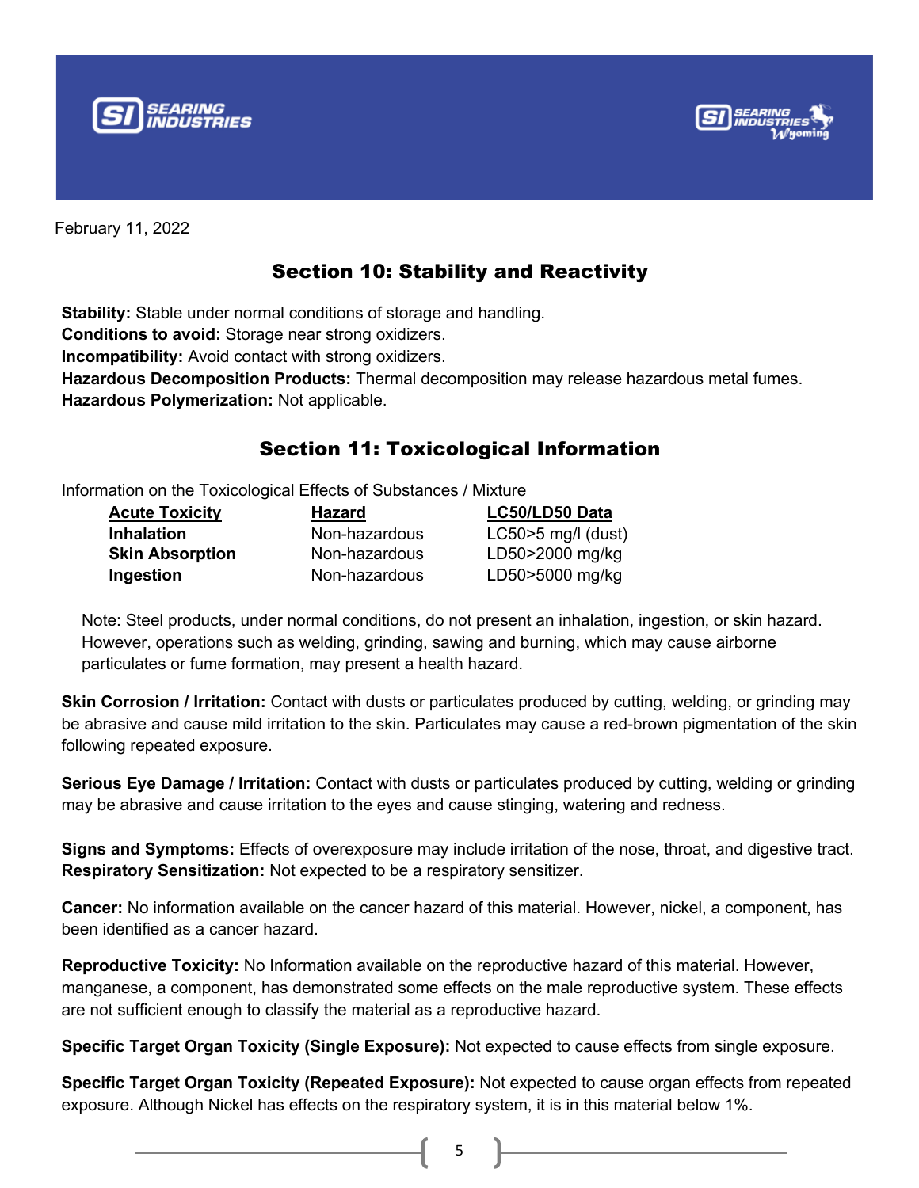February 11, 2022

## Section 10: Stability and Reactivity

**Stability:** Stable under normal conditions of storage and handling.
**Conditions to avoid:** Storage near strong oxidizers.
**Incompatibility:** Avoid contact with strong oxidizers.
**Hazardous Decomposition Products:** Thermal decomposition may release hazardous metal fumes.
**Hazardous Polymerization:** Not applicable.

## Section 11: Toxicological Information

Information on the Toxicological Effects of Substances / Mixture

| Acute Toxicity | Hazard | LC50/LD50 Data |
|---|---|---|
| **Inhalation** | Non-hazardous | LC50>5 mg/l (dust) |
| **Skin Absorption** | Non-hazardous | LD50>2000 mg/kg |
| **Ingestion** | Non-hazardous | LD50>5000 mg/kg |

Note: Steel products, under normal conditions, do not present an inhalation, ingestion, or skin hazard. However, operations such as welding, grinding, sawing and burning, which may cause airborne particulates or fume formation, may present a health hazard.

**Skin Corrosion / Irritation:** Contact with dusts or particulates produced by cutting, welding, or grinding may be abrasive and cause mild irritation to the skin. Particulates may cause a red-brown pigmentation of the skin following repeated exposure.

**Serious Eye Damage / Irritation:** Contact with dusts or particulates produced by cutting, welding or grinding may be abrasive and cause irritation to the eyes and cause stinging, watering and redness.

**Signs and Symptoms:** Effects of overexposure may include irritation of the nose, throat, and digestive tract.
**Respiratory Sensitization:** Not expected to be a respiratory sensitizer.

**Cancer:** No information available on the cancer hazard of this material. However, nickel, a component, has been identified as a cancer hazard.

**Reproductive Toxicity:** No Information available on the reproductive hazard of this material. However, manganese, a component, has demonstrated some effects on the male reproductive system. These effects are not sufficient enough to classify the material as a reproductive hazard.

**Specific Target Organ Toxicity (Single Exposure):** Not expected to cause effects from single exposure.

**Specific Target Organ Toxicity (Repeated Exposure):** Not expected to cause organ effects from repeated exposure. Although Nickel has effects on the respiratory system, it is in this material below 1%.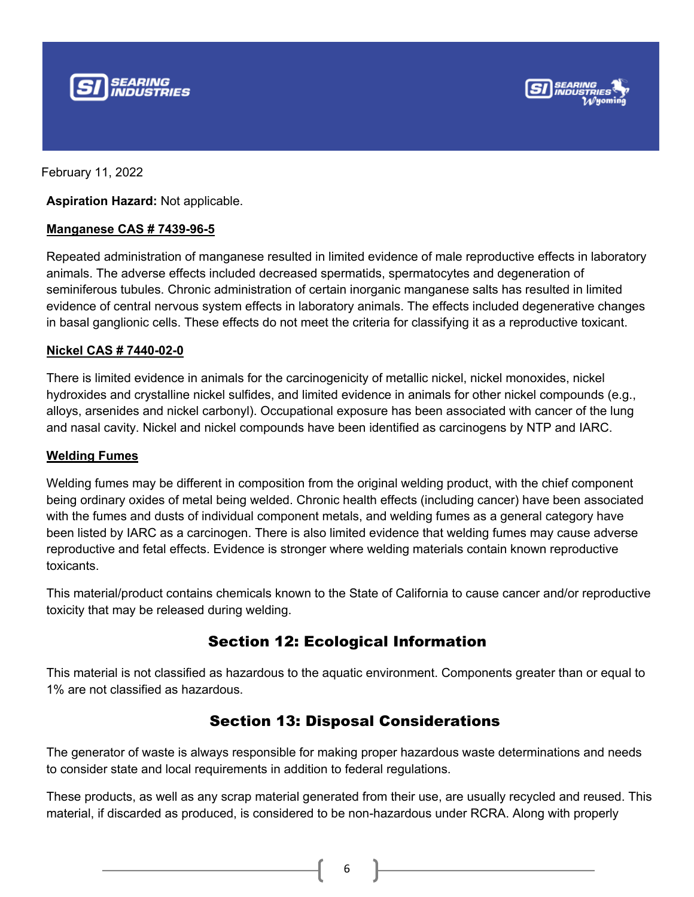February 11, 2022

**Aspiration Hazard:** Not applicable.

**Manganese CAS # 7439-96-5**

Repeated administration of manganese resulted in limited evidence of male reproductive effects in laboratory animals. The adverse effects included decreased spermatids, spermatocytes and degeneration of seminiferous tubules. Chronic administration of certain inorganic manganese salts has resulted in limited evidence of central nervous system effects in laboratory animals. The effects included degenerative changes in basal ganglionic cells. These effects do not meet the criteria for classifying it as a reproductive toxicant.

**Nickel CAS # 7440-02-0**

There is limited evidence in animals for the carcinogenicity of metallic nickel, nickel monoxides, nickel hydroxides and crystalline nickel sulfides, and limited evidence in animals for other nickel compounds (e.g., alloys, arsenides and nickel carbonyl). Occupational exposure has been associated with cancer of the lung and nasal cavity. Nickel and nickel compounds have been identified as carcinogens by NTP and IARC.

**Welding Fumes**

Welding fumes may be different in composition from the original welding product, with the chief component being ordinary oxides of metal being welded. Chronic health effects (including cancer) have been associated with the fumes and dusts of individual component metals, and welding fumes as a general category have been listed by IARC as a carcinogen. There is also limited evidence that welding fumes may cause adverse reproductive and fetal effects. Evidence is stronger where welding materials contain known reproductive toxicants.

This material/product contains chemicals known to the State of California to cause cancer and/or reproductive toxicity that may be released during welding.

## Section 12: Ecological Information

This material is not classified as hazardous to the aquatic environment. Components greater than or equal to 1% are not classified as hazardous.

## Section 13: Disposal Considerations

The generator of waste is always responsible for making proper hazardous waste determinations and needs to consider state and local requirements in addition to federal regulations.

These products, as well as any scrap material generated from their use, are usually recycled and reused. This material, if discarded as produced, is considered to be non-hazardous under RCRA. Along with properly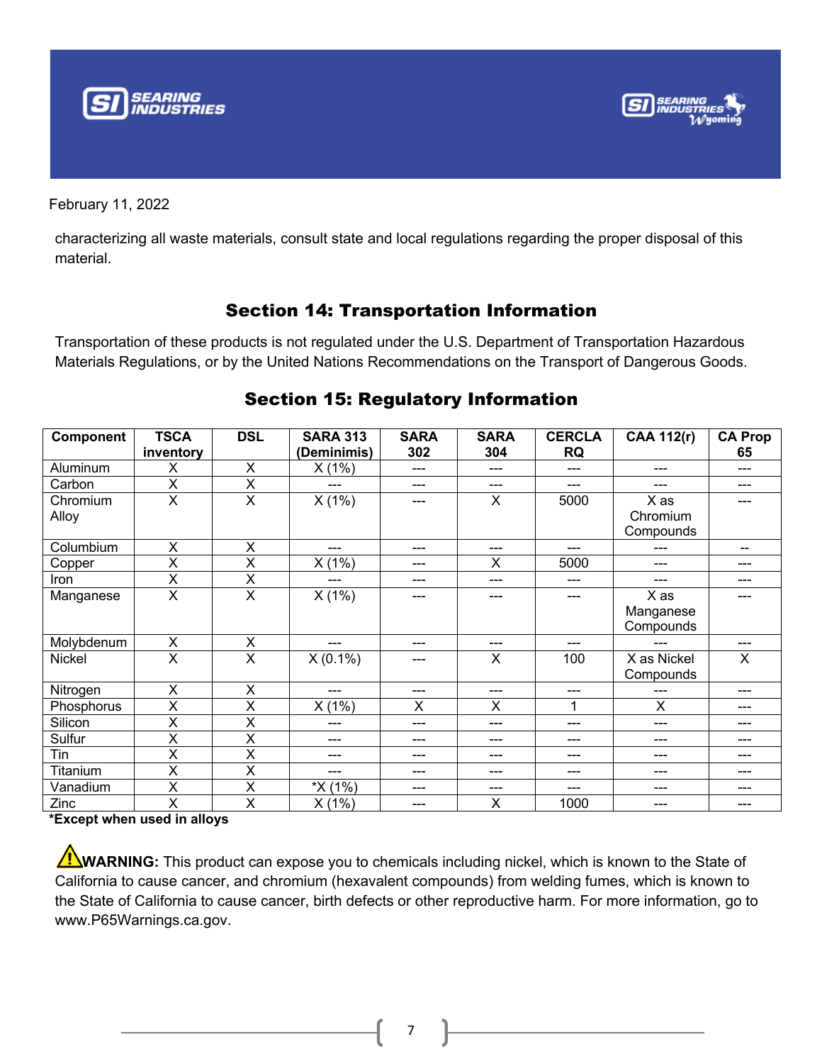February 11, 2022

characterizing all waste materials, consult state and local regulations regarding the proper disposal of this material.

## Section 14: Transportation Information

Transportation of these products is not regulated under the U.S. Department of Transportation Hazardous Materials Regulations, or by the United Nations Recommendations on the Transport of Dangerous Goods.

## Section 15: Regulatory Information

| Component | TSCA inventory | DSL | SARA 313 (Deminimis) | SARA 302 | SARA 304 | CERCLA RQ | CAA 112(r) | CA Prop 65 |
|---|---|---|---|---|---|---|---|---|
| Aluminum | X | X | X (1%) | --- | --- | --- | --- | --- |
| Carbon | X | X | --- | --- | --- | --- | --- | --- |
| Chromium Alloy | X | X | X (1%) | --- | X | 5000 | X as Chromium Compounds | --- |
| Columbium | X | X | --- | --- | --- | --- | --- | -- |
| Copper | X | X | X (1%) | --- | X | 5000 | --- | --- |
| Iron | X | X | --- | --- | --- | --- | --- | --- |
| Manganese | X | X | X (1%) | --- | --- | --- | X as Manganese Compounds | --- |
| Molybdenum | X | X | --- | --- | --- | --- | --- | --- |
| Nickel | X | X | X (0.1%) | --- | X | 100 | X as Nickel Compounds | X |
| Nitrogen | X | X | --- | --- | --- | --- | --- | --- |
| Phosphorus | X | X | X (1%) | X | X | 1 | X | --- |
| Silicon | X | X | --- | --- | --- | --- | --- | --- |
| Sulfur | X | X | --- | --- | --- | --- | --- | --- |
| Tin | X | X | --- | --- | --- | --- | --- | --- |
| Titanium | X | X | --- | --- | --- | --- | --- | --- |
| Vanadium | X | X | *X (1%) | --- | --- | --- | --- | --- |
| Zinc | X | X | X (1%) | --- | X | 1000 | --- | --- |

***Except when used in alloys**

⚠**WARNING:** This product can expose you to chemicals including nickel, which is known to the State of California to cause cancer, and chromium (hexavalent compounds) from welding fumes, which is known to the State of California to cause cancer, birth defects or other reproductive harm. For more information, go to www.P65Warnings.ca.gov.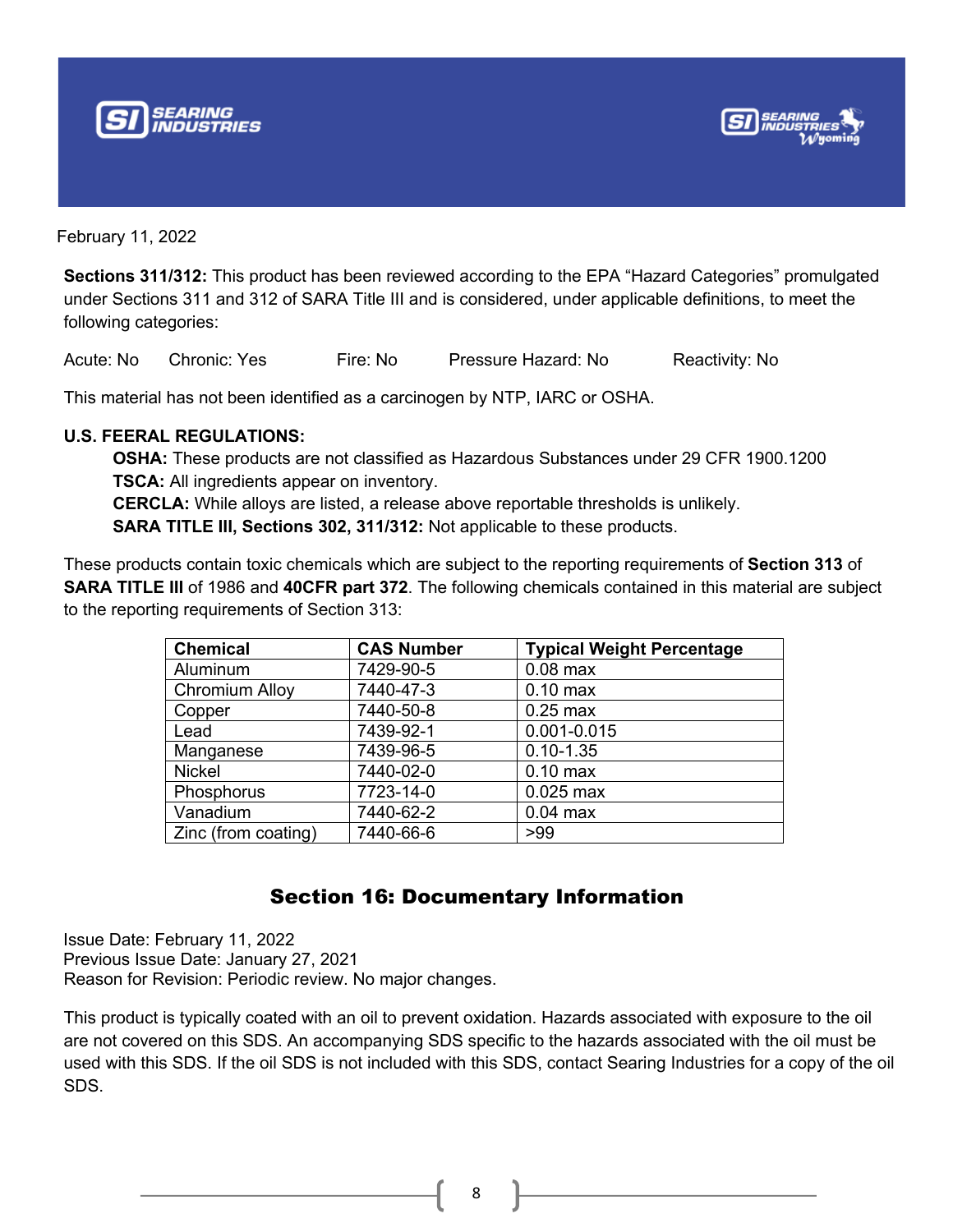February 11, 2022

**Sections 311/312:** This product has been reviewed according to the EPA "Hazard Categories" promulgated under Sections 311 and 312 of SARA Title III and is considered, under applicable definitions, to meet the following categories:

Acute: No     Chronic: Yes     Fire: No     Pressure Hazard: No     Reactivity: No

This material has not been identified as a carcinogen by NTP, IARC or OSHA.

**U.S. FEERAL REGULATIONS:**

**OSHA:** These products are not classified as Hazardous Substances under 29 CFR 1900.1200
**TSCA:** All ingredients appear on inventory.
**CERCLA:** While alloys are listed, a release above reportable thresholds is unlikely.
**SARA TITLE III, Sections 302, 311/312:** Not applicable to these products.

These products contain toxic chemicals which are subject to the reporting requirements of **Section 313** of **SARA TITLE III** of 1986 and **40CFR part 372**. The following chemicals contained in this material are subject to the reporting requirements of Section 313:

| Chemical | CAS Number | Typical Weight Percentage |
|---|---|---|
| Aluminum | 7429-90-5 | 0.08 max |
| Chromium Alloy | 7440-47-3 | 0.10 max |
| Copper | 7440-50-8 | 0.25 max |
| Lead | 7439-92-1 | 0.001-0.015 |
| Manganese | 7439-96-5 | 0.10-1.35 |
| Nickel | 7440-02-0 | 0.10 max |
| Phosphorus | 7723-14-0 | 0.025 max |
| Vanadium | 7440-62-2 | 0.04 max |
| Zinc (from coating) | 7440-66-6 | >99 |

## Section 16: Documentary Information

Issue Date: February 11, 2022
Previous Issue Date: January 27, 2021
Reason for Revision: Periodic review. No major changes.

This product is typically coated with an oil to prevent oxidation. Hazards associated with exposure to the oil are not covered on this SDS. An accompanying SDS specific to the hazards associated with the oil must be used with this SDS. If the oil SDS is not included with this SDS, contact Searing Industries for a copy of the oil SDS.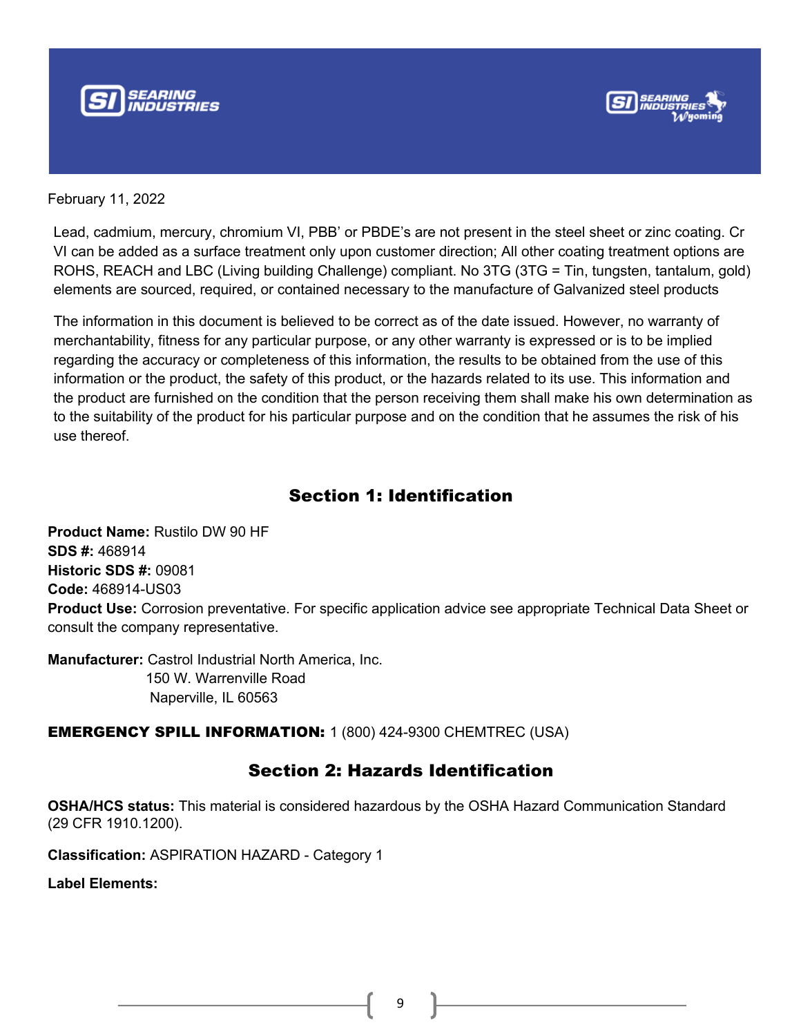February 11, 2022

Lead, cadmium, mercury, chromium VI, PBB' or PBDE's are not present in the steel sheet or zinc coating. Cr VI can be added as a surface treatment only upon customer direction; All other coating treatment options are ROHS, REACH and LBC (Living building Challenge) compliant. No 3TG (3TG = Tin, tungsten, tantalum, gold) elements are sourced, required, or contained necessary to the manufacture of Galvanized steel products

The information in this document is believed to be correct as of the date issued. However, no warranty of merchantability, fitness for any particular purpose, or any other warranty is expressed or is to be implied regarding the accuracy or completeness of this information, the results to be obtained from the use of this information or the product, the safety of this product, or the hazards related to its use. This information and the product are furnished on the condition that the person receiving them shall make his own determination as to the suitability of the product for his particular purpose and on the condition that he assumes the risk of his use thereof.

## Section 1: Identification

**Product Name:** Rustilo DW 90 HF
**SDS #:** 468914
**Historic SDS #:** 09081
**Code:** 468914-US03
**Product Use:** Corrosion preventative. For specific application advice see appropriate Technical Data Sheet or consult the company representative.

**Manufacturer:** Castrol Industrial North America, Inc.
150 W. Warrenville Road
Naperville, IL 60563

**EMERGENCY SPILL INFORMATION:** 1 (800) 424-9300 CHEMTREC (USA)

## Section 2: Hazards Identification

**OSHA/HCS status:** This material is considered hazardous by the OSHA Hazard Communication Standard (29 CFR 1910.1200).

**Classification:** ASPIRATION HAZARD - Category 1

**Label Elements:**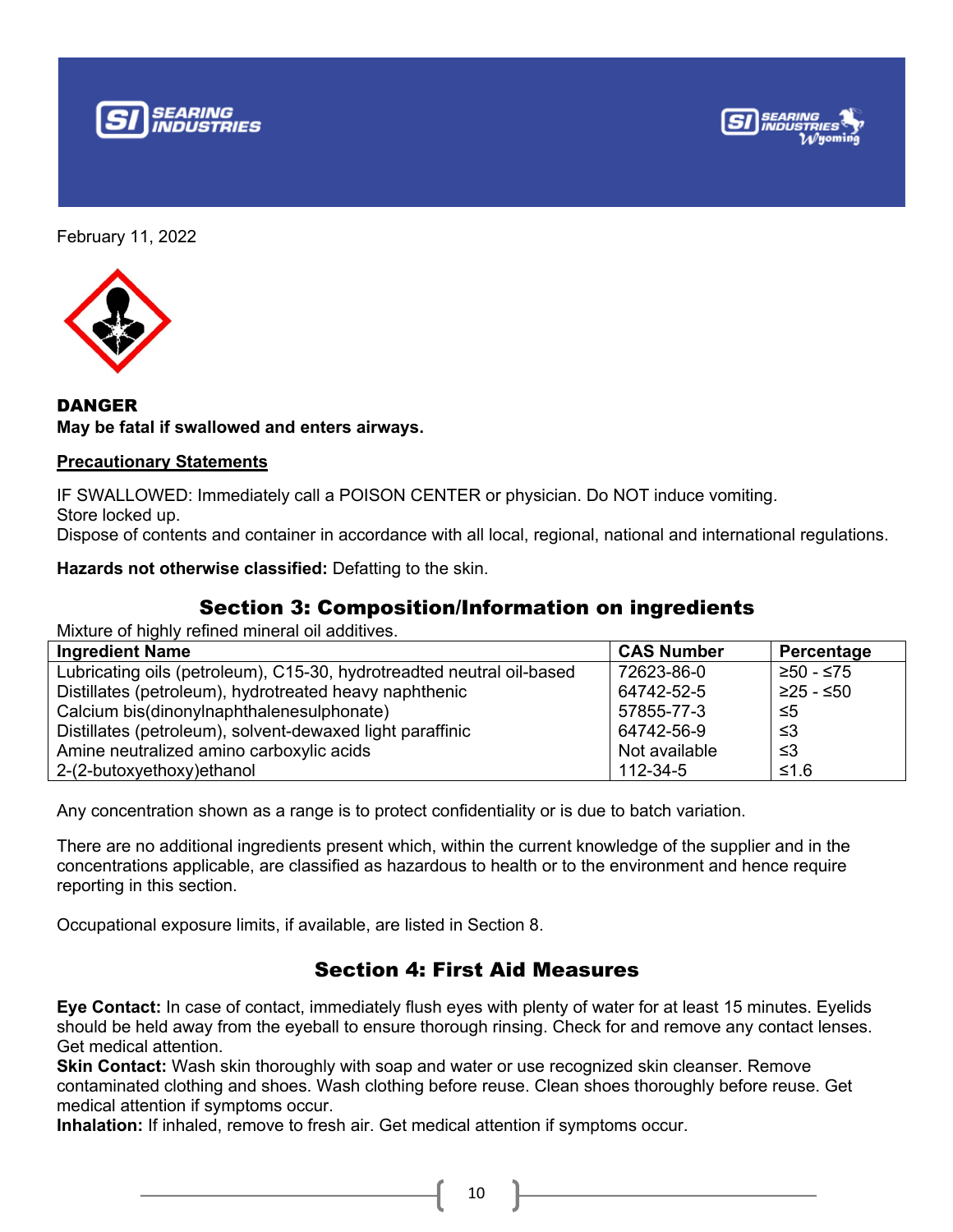February 11, 2022

**DANGER**
**May be fatal if swallowed and enters airways.**

**Precautionary Statements**

IF SWALLOWED: Immediately call a POISON CENTER or physician. Do NOT induce vomiting.
Store locked up.
Dispose of contents and container in accordance with all local, regional, national and international regulations.

**Hazards not otherwise classified:** Defatting to the skin.

## Section 3: Composition/Information on ingredients

Mixture of highly refined mineral oil additives.

| Ingredient Name | CAS Number | Percentage |
|---|---|---|
| Lubricating oils (petroleum), C15-30, hydrotreadted neutral oil-based | 72623-86-0 | ≥50 - ≤75 |
| Distillates (petroleum), hydrotreated heavy naphthenic | 64742-52-5 | ≥25 - ≤50 |
| Calcium bis(dinonylnaphthalenesulphonate) | 57855-77-3 | ≤5 |
| Distillates (petroleum), solvent-dewaxed light paraffinic | 64742-56-9 | ≤3 |
| Amine neutralized amino carboxylic acids | Not available | ≤3 |
| 2-(2-butoxyethoxy)ethanol | 112-34-5 | ≤1.6 |

Any concentration shown as a range is to protect confidentiality or is due to batch variation.

There are no additional ingredients present which, within the current knowledge of the supplier and in the concentrations applicable, are classified as hazardous to health or to the environment and hence require reporting in this section.

Occupational exposure limits, if available, are listed in Section 8.

## Section 4: First Aid Measures

**Eye Contact:** In case of contact, immediately flush eyes with plenty of water for at least 15 minutes. Eyelids should be held away from the eyeball to ensure thorough rinsing. Check for and remove any contact lenses. Get medical attention.
**Skin Contact:** Wash skin thoroughly with soap and water or use recognized skin cleanser. Remove contaminated clothing and shoes. Wash clothing before reuse. Clean shoes thoroughly before reuse. Get medical attention if symptoms occur.
**Inhalation:** If inhaled, remove to fresh air. Get medical attention if symptoms occur.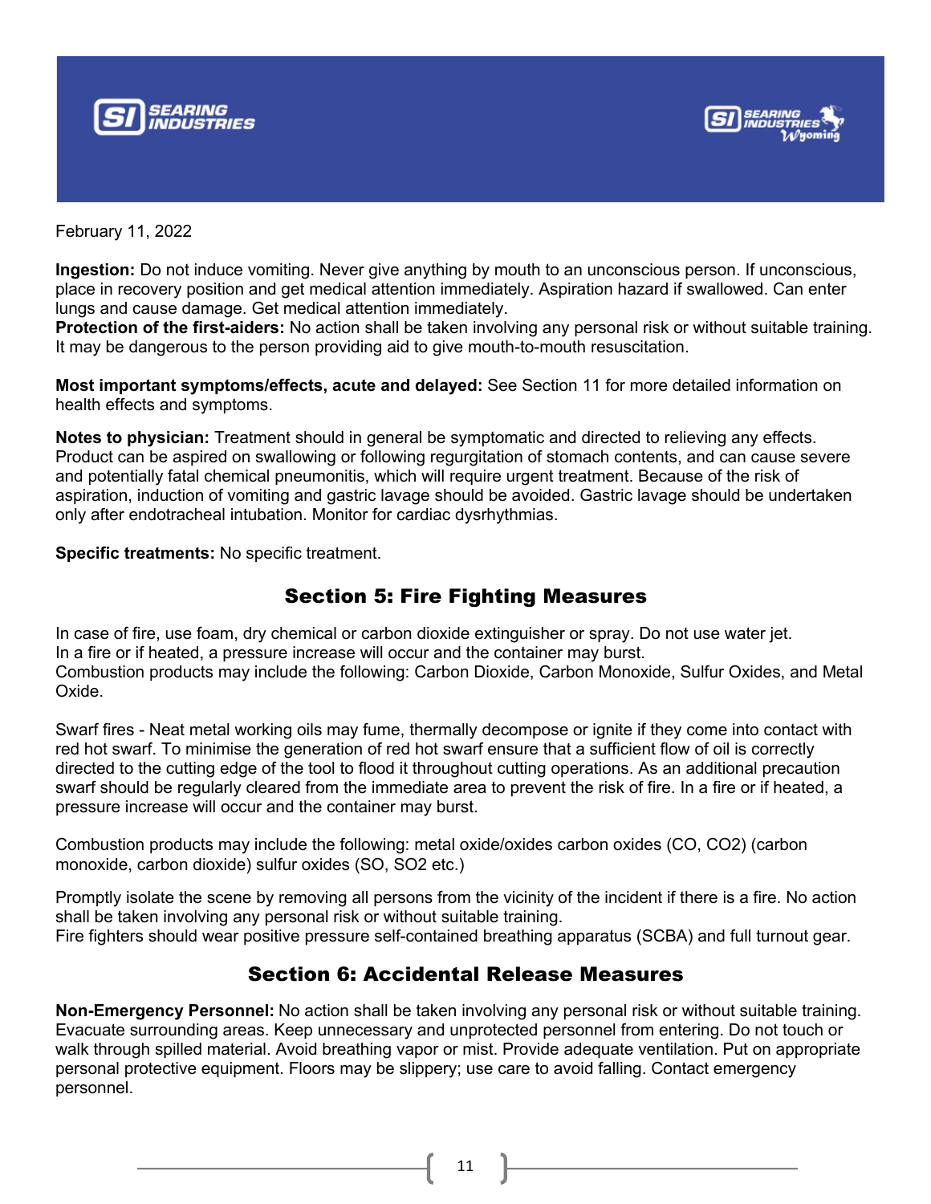February 11, 2022

**Ingestion:** Do not induce vomiting. Never give anything by mouth to an unconscious person. If unconscious, place in recovery position and get medical attention immediately. Aspiration hazard if swallowed. Can enter lungs and cause damage. Get medical attention immediately.
**Protection of the first-aiders:** No action shall be taken involving any personal risk or without suitable training. It may be dangerous to the person providing aid to give mouth-to-mouth resuscitation.

**Most important symptoms/effects, acute and delayed:** See Section 11 for more detailed information on health effects and symptoms.

**Notes to physician:** Treatment should in general be symptomatic and directed to relieving any effects. Product can be aspired on swallowing or following regurgitation of stomach contents, and can cause severe and potentially fatal chemical pneumonitis, which will require urgent treatment. Because of the risk of aspiration, induction of vomiting and gastric lavage should be avoided. Gastric lavage should be undertaken only after endotracheal intubation. Monitor for cardiac dysrhythmias.

**Specific treatments:** No specific treatment.

## Section 5: Fire Fighting Measures

In case of fire, use foam, dry chemical or carbon dioxide extinguisher or spray. Do not use water jet.
In a fire or if heated, a pressure increase will occur and the container may burst.
Combustion products may include the following: Carbon Dioxide, Carbon Monoxide, Sulfur Oxides, and Metal Oxide.

Swarf fires - Neat metal working oils may fume, thermally decompose or ignite if they come into contact with red hot swarf. To minimise the generation of red hot swarf ensure that a sufficient flow of oil is correctly directed to the cutting edge of the tool to flood it throughout cutting operations. As an additional precaution swarf should be regularly cleared from the immediate area to prevent the risk of fire. In a fire or if heated, a pressure increase will occur and the container may burst.

Combustion products may include the following: metal oxide/oxides carbon oxides ($CO$, $CO_2$) (carbon monoxide, carbon dioxide) sulfur oxides ($SO$, $SO_2$ etc.)

Promptly isolate the scene by removing all persons from the vicinity of the incident if there is a fire. No action shall be taken involving any personal risk or without suitable training.
Fire fighters should wear positive pressure self-contained breathing apparatus (SCBA) and full turnout gear.

## Section 6: Accidental Release Measures

**Non-Emergency Personnel:** No action shall be taken involving any personal risk or without suitable training. Evacuate surrounding areas. Keep unnecessary and unprotected personnel from entering. Do not touch or walk through spilled material. Avoid breathing vapor or mist. Provide adequate ventilation. Put on appropriate personal protective equipment. Floors may be slippery; use care to avoid falling. Contact emergency personnel.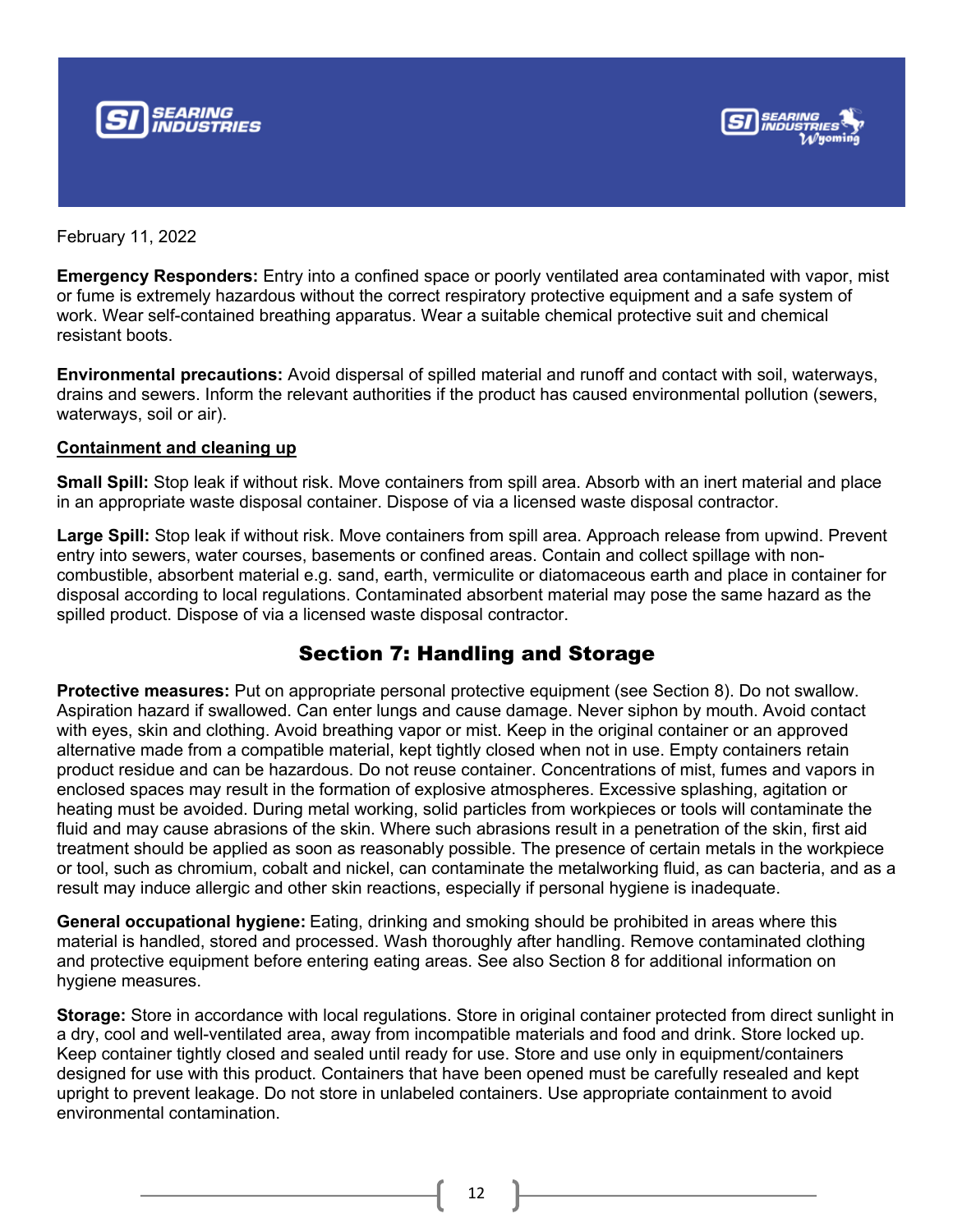February 11, 2022

**Emergency Responders:** Entry into a confined space or poorly ventilated area contaminated with vapor, mist or fume is extremely hazardous without the correct respiratory protective equipment and a safe system of work. Wear self-contained breathing apparatus. Wear a suitable chemical protective suit and chemical resistant boots.

**Environmental precautions:** Avoid dispersal of spilled material and runoff and contact with soil, waterways, drains and sewers. Inform the relevant authorities if the product has caused environmental pollution (sewers, waterways, soil or air).

**Containment and cleaning up**

**Small Spill:** Stop leak if without risk. Move containers from spill area. Absorb with an inert material and place in an appropriate waste disposal container. Dispose of via a licensed waste disposal contractor.

**Large Spill:** Stop leak if without risk. Move containers from spill area. Approach release from upwind. Prevent entry into sewers, water courses, basements or confined areas. Contain and collect spillage with non-combustible, absorbent material e.g. sand, earth, vermiculite or diatomaceous earth and place in container for disposal according to local regulations. Contaminated absorbent material may pose the same hazard as the spilled product. Dispose of via a licensed waste disposal contractor.

## Section 7: Handling and Storage

**Protective measures:** Put on appropriate personal protective equipment (see Section 8). Do not swallow. Aspiration hazard if swallowed. Can enter lungs and cause damage. Never siphon by mouth. Avoid contact with eyes, skin and clothing. Avoid breathing vapor or mist. Keep in the original container or an approved alternative made from a compatible material, kept tightly closed when not in use. Empty containers retain product residue and can be hazardous. Do not reuse container. Concentrations of mist, fumes and vapors in enclosed spaces may result in the formation of explosive atmospheres. Excessive splashing, agitation or heating must be avoided. During metal working, solid particles from workpieces or tools will contaminate the fluid and may cause abrasions of the skin. Where such abrasions result in a penetration of the skin, first aid treatment should be applied as soon as reasonably possible. The presence of certain metals in the workpiece or tool, such as chromium, cobalt and nickel, can contaminate the metalworking fluid, as can bacteria, and as a result may induce allergic and other skin reactions, especially if personal hygiene is inadequate.

**General occupational hygiene:** Eating, drinking and smoking should be prohibited in areas where this material is handled, stored and processed. Wash thoroughly after handling. Remove contaminated clothing and protective equipment before entering eating areas. See also Section 8 for additional information on hygiene measures.

**Storage:** Store in accordance with local regulations. Store in original container protected from direct sunlight in a dry, cool and well-ventilated area, away from incompatible materials and food and drink. Store locked up. Keep container tightly closed and sealed until ready for use. Store and use only in equipment/containers designed for use with this product. Containers that have been opened must be carefully resealed and kept upright to prevent leakage. Do not store in unlabeled containers. Use appropriate containment to avoid environmental contamination.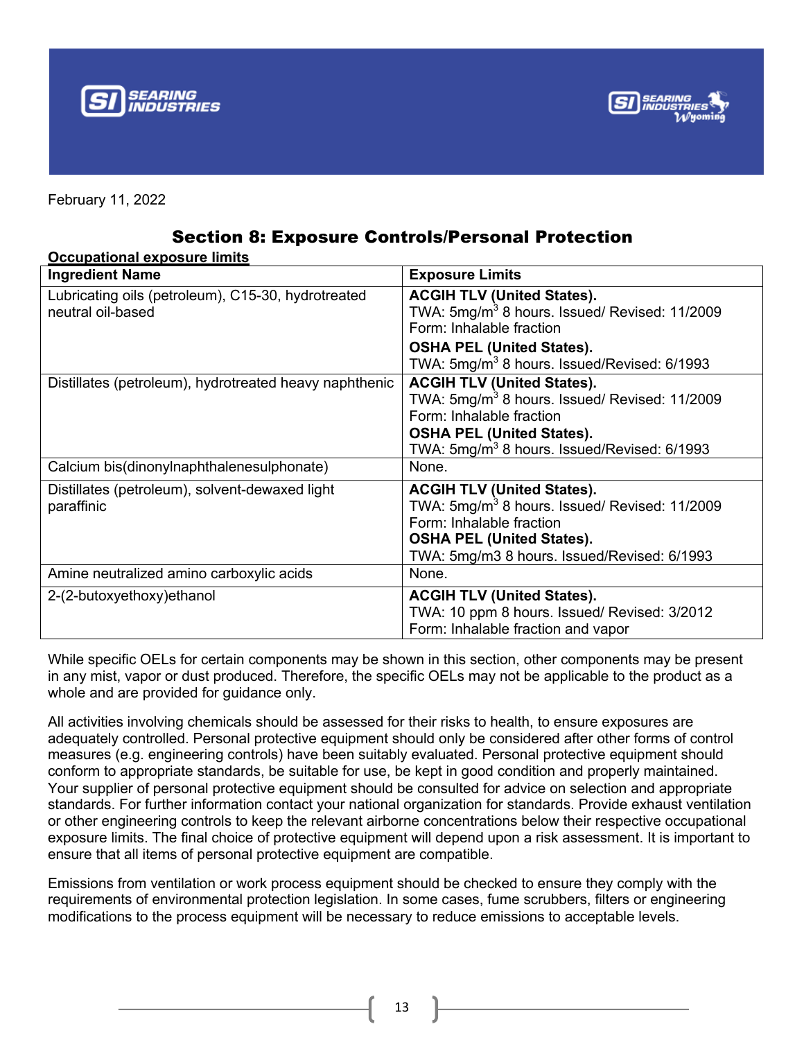February 11, 2022

## Section 8: Exposure Controls/Personal Protection

**Occupational exposure limits**

| Ingredient Name | Exposure Limits |
|---|---|
| Lubricating oils (petroleum), C15-30, hydrotreated neutral oil-based | **ACGIH TLV (United States).**<br>TWA: 5mg/m$^3$ 8 hours. Issued/ Revised: 11/2009<br>Form: Inhalable fraction<br>**OSHA PEL (United States).**<br>TWA: 5mg/m$^3$ 8 hours. Issued/Revised: 6/1993 |
| Distillates (petroleum), hydrotreated heavy naphthenic | **ACGIH TLV (United States).**<br>TWA: 5mg/m$^3$ 8 hours. Issued/ Revised: 11/2009<br>Form: Inhalable fraction<br>**OSHA PEL (United States).**<br>TWA: 5mg/m$^3$ 8 hours. Issued/Revised: 6/1993 |
| Calcium bis(dinonylnaphthalenesulphonate) | None. |
| Distillates (petroleum), solvent-dewaxed light paraffinic | **ACGIH TLV (United States).**<br>TWA: 5mg/m$^3$ 8 hours. Issued/ Revised: 11/2009<br>Form: Inhalable fraction<br>**OSHA PEL (United States).**<br>TWA: 5mg/m3 8 hours. Issued/Revised: 6/1993 |
| Amine neutralized amino carboxylic acids | None. |
| 2-(2-butoxyethoxy)ethanol | **ACGIH TLV (United States).**<br>TWA: 10 ppm 8 hours. Issued/ Revised: 3/2012<br>Form: Inhalable fraction and vapor |

While specific OELs for certain components may be shown in this section, other components may be present in any mist, vapor or dust produced. Therefore, the specific OELs may not be applicable to the product as a whole and are provided for guidance only.

All activities involving chemicals should be assessed for their risks to health, to ensure exposures are adequately controlled. Personal protective equipment should only be considered after other forms of control measures (e.g. engineering controls) have been suitably evaluated. Personal protective equipment should conform to appropriate standards, be suitable for use, be kept in good condition and properly maintained. Your supplier of personal protective equipment should be consulted for advice on selection and appropriate standards. For further information contact your national organization for standards. Provide exhaust ventilation or other engineering controls to keep the relevant airborne concentrations below their respective occupational exposure limits. The final choice of protective equipment will depend upon a risk assessment. It is important to ensure that all items of personal protective equipment are compatible.

Emissions from ventilation or work process equipment should be checked to ensure they comply with the requirements of environmental protection legislation. In some cases, fume scrubbers, filters or engineering modifications to the process equipment will be necessary to reduce emissions to acceptable levels.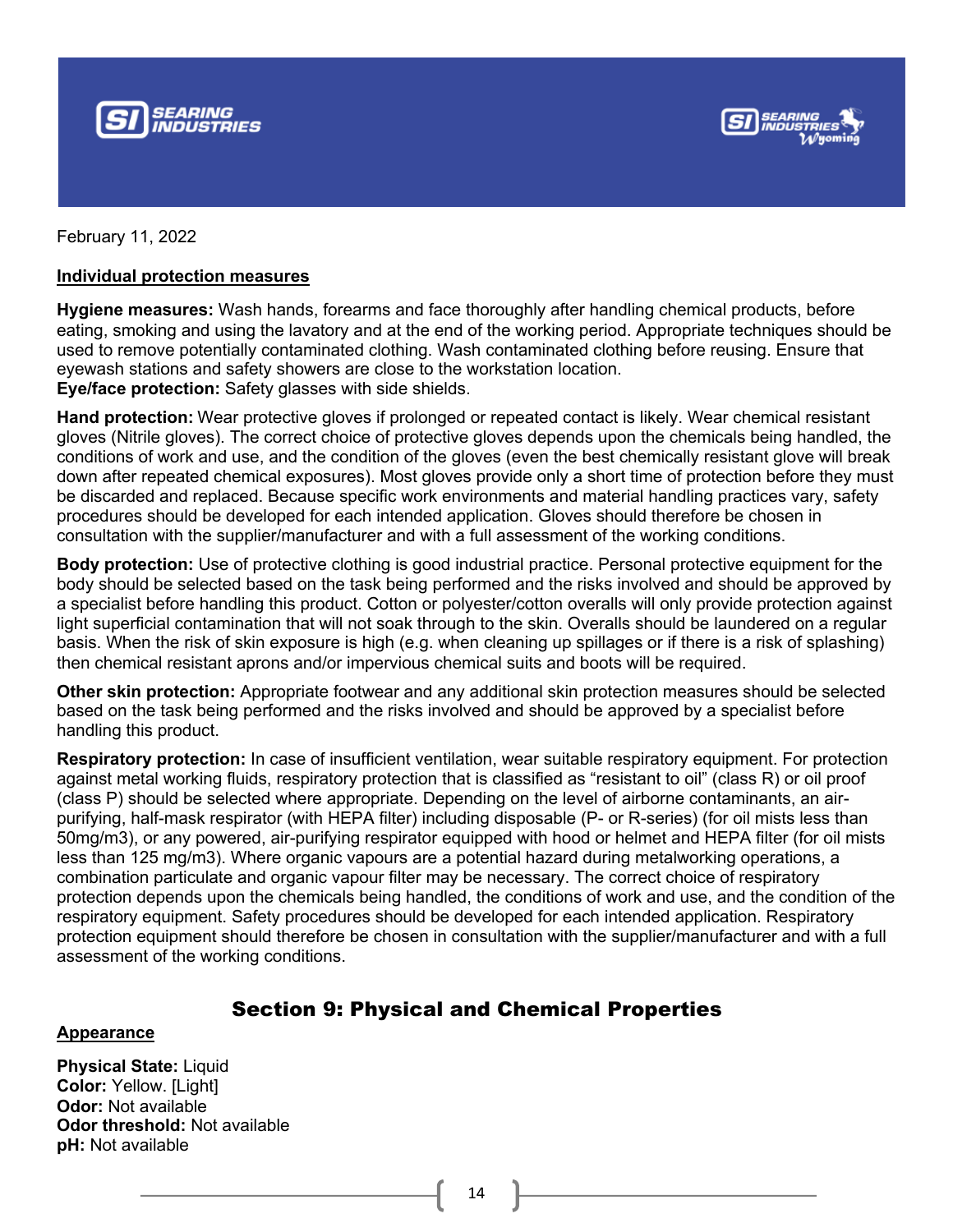February 11, 2022

**Individual protection measures**

**Hygiene measures:** Wash hands, forearms and face thoroughly after handling chemical products, before eating, smoking and using the lavatory and at the end of the working period. Appropriate techniques should be used to remove potentially contaminated clothing. Wash contaminated clothing before reusing. Ensure that eyewash stations and safety showers are close to the workstation location.
**Eye/face protection:** Safety glasses with side shields.

**Hand protection:** Wear protective gloves if prolonged or repeated contact is likely. Wear chemical resistant gloves (Nitrile gloves). The correct choice of protective gloves depends upon the chemicals being handled, the conditions of work and use, and the condition of the gloves (even the best chemically resistant glove will break down after repeated chemical exposures). Most gloves provide only a short time of protection before they must be discarded and replaced. Because specific work environments and material handling practices vary, safety procedures should be developed for each intended application. Gloves should therefore be chosen in consultation with the supplier/manufacturer and with a full assessment of the working conditions.

**Body protection:** Use of protective clothing is good industrial practice. Personal protective equipment for the body should be selected based on the task being performed and the risks involved and should be approved by a specialist before handling this product. Cotton or polyester/cotton overalls will only provide protection against light superficial contamination that will not soak through to the skin. Overalls should be laundered on a regular basis. When the risk of skin exposure is high (e.g. when cleaning up spillages or if there is a risk of splashing) then chemical resistant aprons and/or impervious chemical suits and boots will be required.

**Other skin protection:** Appropriate footwear and any additional skin protection measures should be selected based on the task being performed and the risks involved and should be approved by a specialist before handling this product.

**Respiratory protection:** In case of insufficient ventilation, wear suitable respiratory equipment. For protection against metal working fluids, respiratory protection that is classified as "resistant to oil" (class R) or oil proof (class P) should be selected where appropriate. Depending on the level of airborne contaminants, an air-purifying, half-mask respirator (with HEPA filter) including disposable (P- or R-series) (for oil mists less than 50mg/m3), or any powered, air-purifying respirator equipped with hood or helmet and HEPA filter (for oil mists less than 125 mg/m3). Where organic vapours are a potential hazard during metalworking operations, a combination particulate and organic vapour filter may be necessary. The correct choice of respiratory protection depends upon the chemicals being handled, the conditions of work and use, and the condition of the respiratory equipment. Safety procedures should be developed for each intended application. Respiratory protection equipment should therefore be chosen in consultation with the supplier/manufacturer and with a full assessment of the working conditions.

## Section 9: Physical and Chemical Properties

**Appearance**

**Physical State:** Liquid
**Color:** Yellow. [Light]
**Odor:** Not available
**Odor threshold:** Not available
**pH:** Not available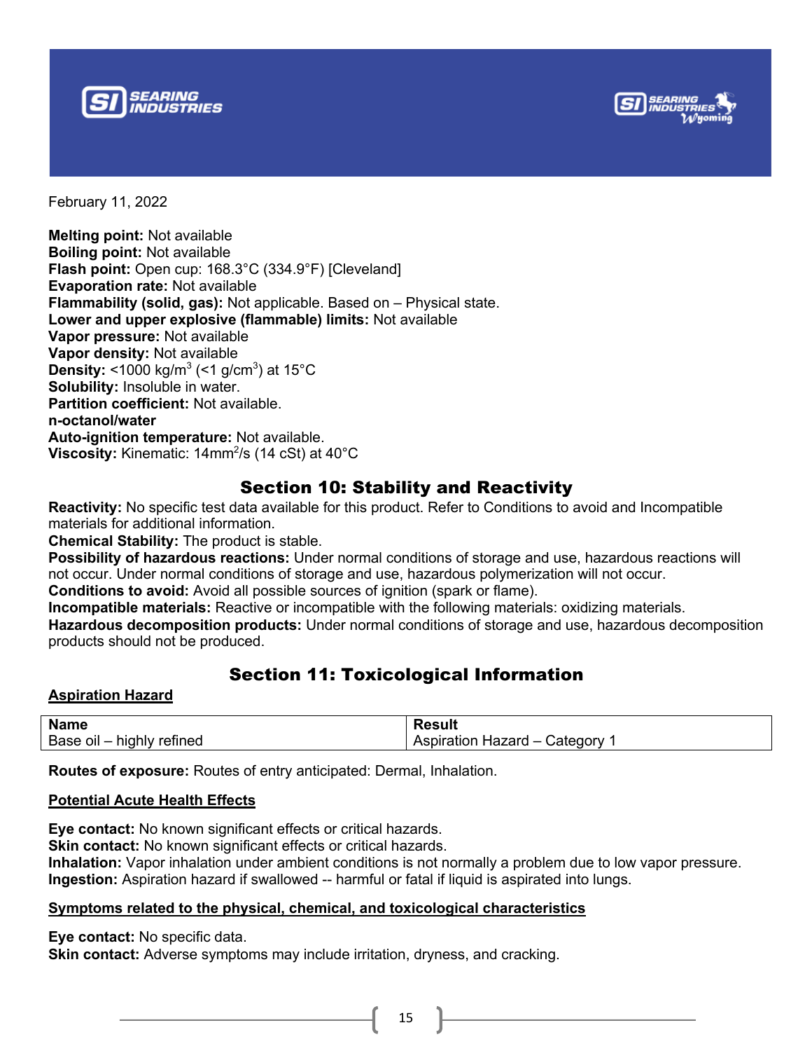February 11, 2022

**Melting point:** Not available
**Boiling point:** Not available
**Flash point:** Open cup: 168.3°C (334.9°F) [Cleveland]
**Evaporation rate:** Not available
**Flammability (solid, gas):** Not applicable. Based on – Physical state.
**Lower and upper explosive (flammable) limits:** Not available
**Vapor pressure:** Not available
**Vapor density:** Not available
**Density:** <1000 $kg/m^3$ (<1 $g/cm^3$) at 15°C
**Solubility:** Insoluble in water.
**Partition coefficient:** Not available.
**n-octanol/water**
**Auto-ignition temperature:** Not available.
**Viscosity:** Kinematic: 14$mm^2/s$ (14 cSt) at 40°C

## Section 10: Stability and Reactivity

**Reactivity:** No specific test data available for this product. Refer to Conditions to avoid and Incompatible materials for additional information.
**Chemical Stability:** The product is stable.
**Possibility of hazardous reactions:** Under normal conditions of storage and use, hazardous reactions will not occur. Under normal conditions of storage and use, hazardous polymerization will not occur.
**Conditions to avoid:** Avoid all possible sources of ignition (spark or flame).
**Incompatible materials:** Reactive or incompatible with the following materials: oxidizing materials.
**Hazardous decomposition products:** Under normal conditions of storage and use, hazardous decomposition products should not be produced.

## Section 11: Toxicological Information

**Aspiration Hazard**

| Name | Result |
|---|---|
| Base oil – highly refined | Aspiration Hazard – Category 1 |

**Routes of exposure:** Routes of entry anticipated: Dermal, Inhalation.

**Potential Acute Health Effects**

**Eye contact:** No known significant effects or critical hazards.
**Skin contact:** No known significant effects or critical hazards.
**Inhalation:** Vapor inhalation under ambient conditions is not normally a problem due to low vapor pressure.
**Ingestion:** Aspiration hazard if swallowed -- harmful or fatal if liquid is aspirated into lungs.

**Symptoms related to the physical, chemical, and toxicological characteristics**

**Eye contact:** No specific data.
**Skin contact:** Adverse symptoms may include irritation, dryness, and cracking.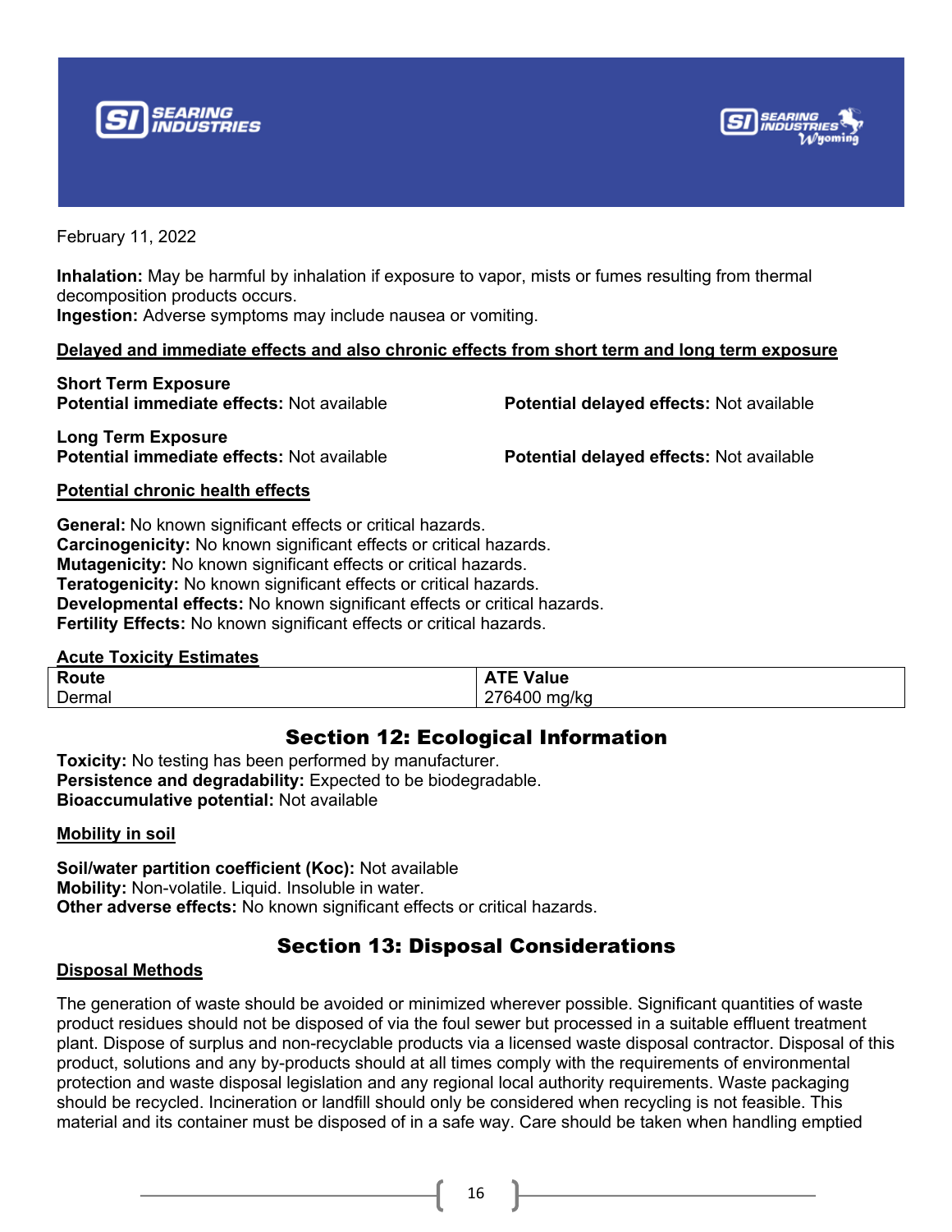February 11, 2022

**Inhalation:** May be harmful by inhalation if exposure to vapor, mists or fumes resulting from thermal decomposition products occurs.
**Ingestion:** Adverse symptoms may include nausea or vomiting.

**Delayed and immediate effects and also chronic effects from short term and long term exposure**

**Short Term Exposure**
**Potential immediate effects:** Not available
**Potential delayed effects:** Not available

**Long Term Exposure**
**Potential immediate effects:** Not available
**Potential delayed effects:** Not available

**Potential chronic health effects**

**General:** No known significant effects or critical hazards.
**Carcinogenicity:** No known significant effects or critical hazards.
**Mutagenicity:** No known significant effects or critical hazards.
**Teratogenicity:** No known significant effects or critical hazards.
**Developmental effects:** No known significant effects or critical hazards.
**Fertility Effects:** No known significant effects or critical hazards.

**Acute Toxicity Estimates**

| Route | ATE Value |
|---|---|
| Dermal | 276400 mg/kg |

## Section 12: Ecological Information

**Toxicity:** No testing has been performed by manufacturer.
**Persistence and degradability:** Expected to be biodegradable.
**Bioaccumulative potential:** Not available

**Mobility in soil**

**Soil/water partition coefficient (Koc):** Not available
**Mobility:** Non-volatile. Liquid. Insoluble in water.
**Other adverse effects:** No known significant effects or critical hazards.

## Section 13: Disposal Considerations

**Disposal Methods**

The generation of waste should be avoided or minimized wherever possible. Significant quantities of waste product residues should not be disposed of via the foul sewer but processed in a suitable effluent treatment plant. Dispose of surplus and non-recyclable products via a licensed waste disposal contractor. Disposal of this product, solutions and any by-products should at all times comply with the requirements of environmental protection and waste disposal legislation and any regional local authority requirements. Waste packaging should be recycled. Incineration or landfill should only be considered when recycling is not feasible. This material and its container must be disposed of in a safe way. Care should be taken when handling emptied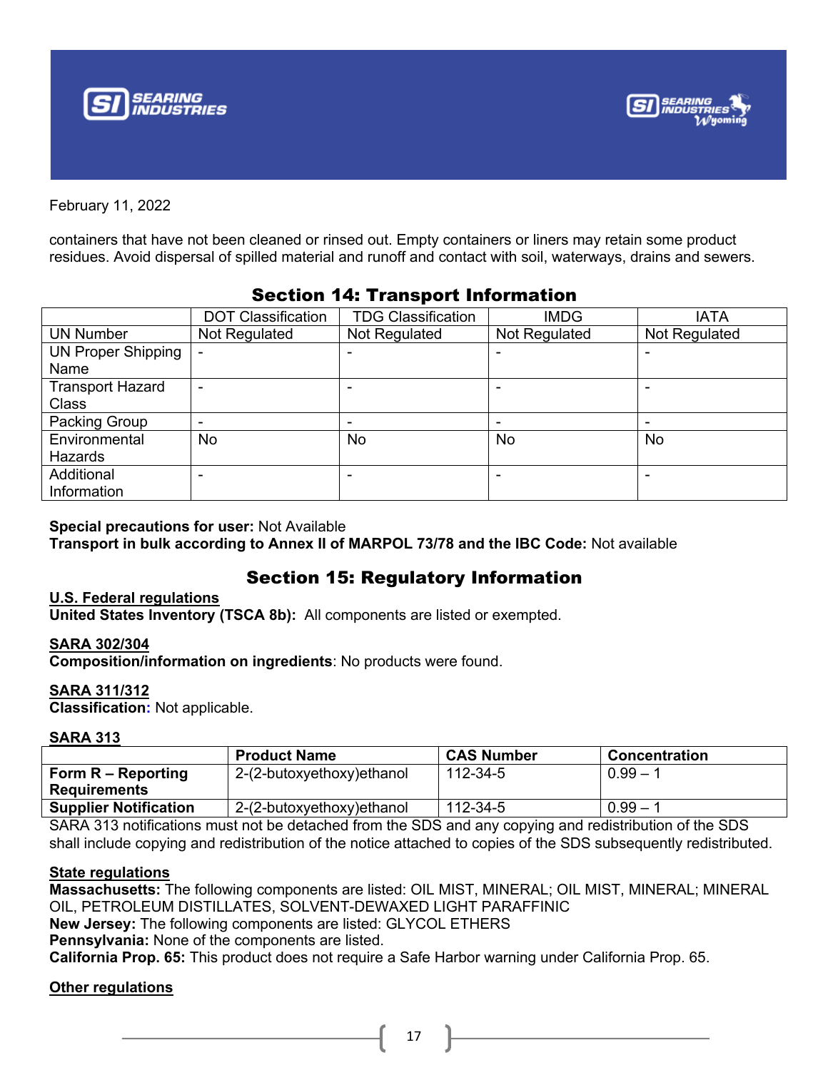February 11, 2022

containers that have not been cleaned or rinsed out. Empty containers or liners may retain some product residues. Avoid dispersal of spilled material and runoff and contact with soil, waterways, drains and sewers.

## Section 14: Transport Information

| | DOT Classification | TDG Classification | IMDG | IATA |
|---|---|---|---|---|
| UN Number | Not Regulated | Not Regulated | Not Regulated | Not Regulated |
| UN Proper Shipping Name | - | - | - | - |
| Transport Hazard Class | - | - | - | - |
| Packing Group | - | - | - | - |
| Environmental Hazards | No | No | No | No |
| Additional Information | - | - | - | - |

**Special precautions for user:** Not Available
**Transport in bulk according to Annex II of MARPOL 73/78 and the IBC Code:** Not available

## Section 15: Regulatory Information

**U.S. Federal regulations**
**United States Inventory (TSCA 8b):** All components are listed or exempted.

**SARA 302/304**
**Composition/information on ingredients**: No products were found.

**SARA 311/312**
**Classification:** Not applicable.

**SARA 313**

| | Product Name | CAS Number | Concentration |
|---|---|---|---|
| **Form R – Reporting Requirements** | 2-(2-butoxyethoxy)ethanol | 112-34-5 | 0.99 – 1 |
| **Supplier Notification** | 2-(2-butoxyethoxy)ethanol | 112-34-5 | 0.99 – 1 |

SARA 313 notifications must not be detached from the SDS and any copying and redistribution of the SDS shall include copying and redistribution of the notice attached to copies of the SDS subsequently redistributed.

**State regulations**
**Massachusetts:** The following components are listed: OIL MIST, MINERAL; OIL MIST, MINERAL; MINERAL OIL, PETROLEUM DISTILLATES, SOLVENT-DEWAXED LIGHT PARAFFINIC
**New Jersey:** The following components are listed: GLYCOL ETHERS
**Pennsylvania:** None of the components are listed.
**California Prop. 65:** This product does not require a Safe Harbor warning under California Prop. 65.

**Other regulations**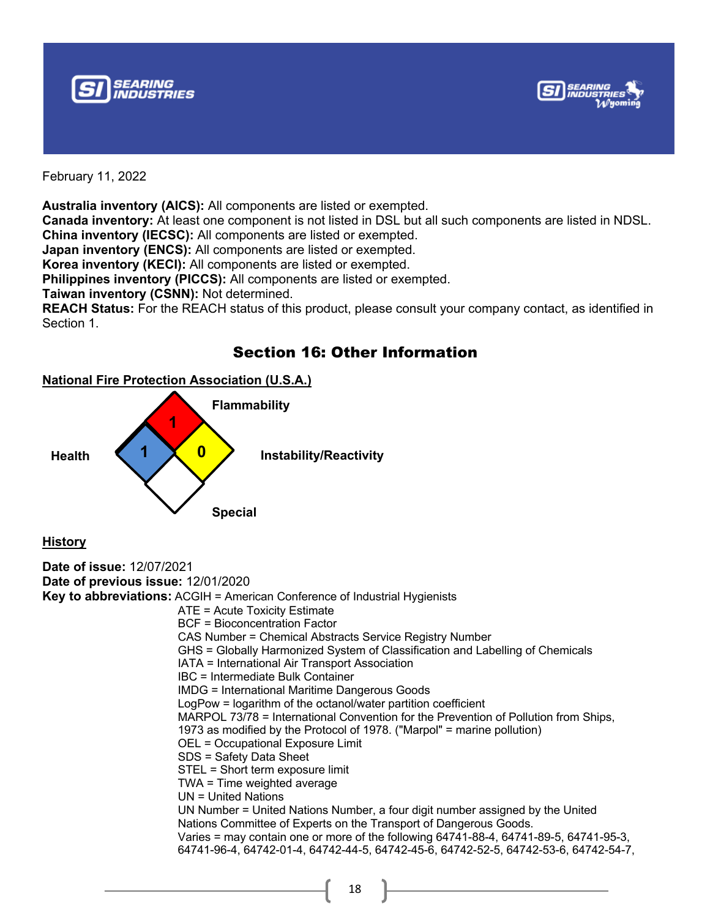February 11, 2022

**Australia inventory (AICS):** All components are listed or exempted.
**Canada inventory:** At least one component is not listed in DSL but all such components are listed in NDSL.
**China inventory (IECSC):** All components are listed or exempted.
**Japan inventory (ENCS):** All components are listed or exempted.
**Korea inventory (KECI):** All components are listed or exempted.
**Philippines inventory (PICCS):** All components are listed or exempted.
**Taiwan inventory (CSNN):** Not determined.
**REACH Status:** For the REACH status of this product, please consult your company contact, as identified in Section 1.

## Section 16: Other Information

**National Fire Protection Association (U.S.A.)**

Flammability: 1
Health: 1
Instability/Reactivity: 0
Special:

**History**

**Date of issue:** 12/07/2021
**Date of previous issue:** 12/01/2020
**Key to abbreviations:** ACGIH = American Conference of Industrial Hygienists
ATE = Acute Toxicity Estimate
BCF = Bioconcentration Factor
CAS Number = Chemical Abstracts Service Registry Number
GHS = Globally Harmonized System of Classification and Labelling of Chemicals
IATA = International Air Transport Association
IBC = Intermediate Bulk Container
IMDG = International Maritime Dangerous Goods
LogPow = logarithm of the octanol/water partition coefficient
MARPOL 73/78 = International Convention for the Prevention of Pollution from Ships, 1973 as modified by the Protocol of 1978. ("Marpol" = marine pollution)
OEL = Occupational Exposure Limit
SDS = Safety Data Sheet
STEL = Short term exposure limit
TWA = Time weighted average
UN = United Nations
UN Number = United Nations Number, a four digit number assigned by the United Nations Committee of Experts on the Transport of Dangerous Goods.
Varies = may contain one or more of the following 64741-88-4, 64741-89-5, 64741-95-3, 64741-96-4, 64742-01-4, 64742-44-5, 64742-45-6, 64742-52-5, 64742-53-6, 64742-54-7,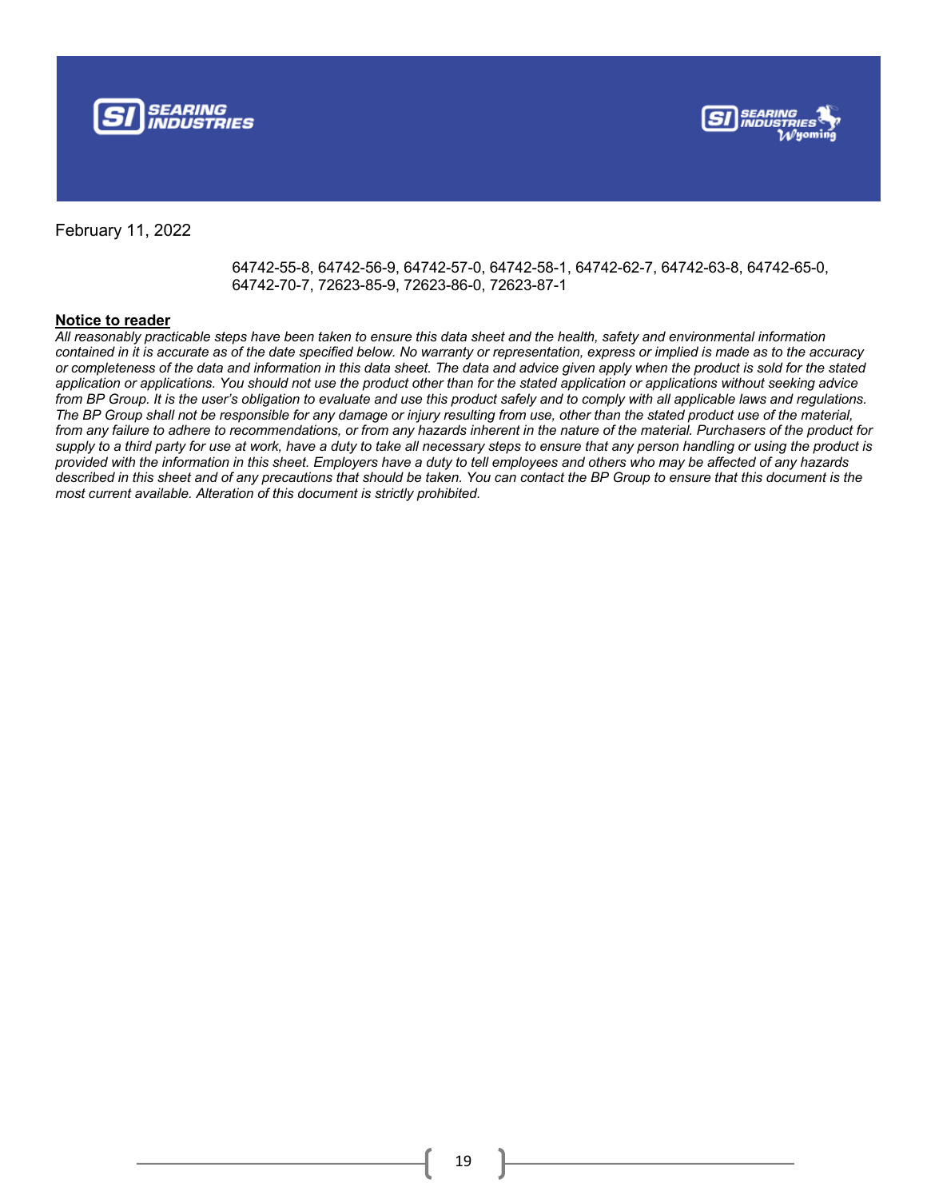February 11, 2022

64742-55-8, 64742-56-9, 64742-57-0, 64742-58-1, 64742-62-7, 64742-63-8, 64742-65-0, 64742-70-7, 72623-85-9, 72623-86-0, 72623-87-1

**Notice to reader**

*All reasonably practicable steps have been taken to ensure this data sheet and the health, safety and environmental information contained in it is accurate as of the date specified below. No warranty or representation, express or implied is made as to the accuracy or completeness of the data and information in this data sheet. The data and advice given apply when the product is sold for the stated application or applications. You should not use the product other than for the stated application or applications without seeking advice from BP Group. It is the user's obligation to evaluate and use this product safely and to comply with all applicable laws and regulations. The BP Group shall not be responsible for any damage or injury resulting from use, other than the stated product use of the material, from any failure to adhere to recommendations, or from any hazards inherent in the nature of the material. Purchasers of the product for supply to a third party for use at work, have a duty to take all necessary steps to ensure that any person handling or using the product is provided with the information in this sheet. Employers have a duty to tell employees and others who may be affected of any hazards described in this sheet and of any precautions that should be taken. You can contact the BP Group to ensure that this document is the most current available. Alteration of this document is strictly prohibited.*